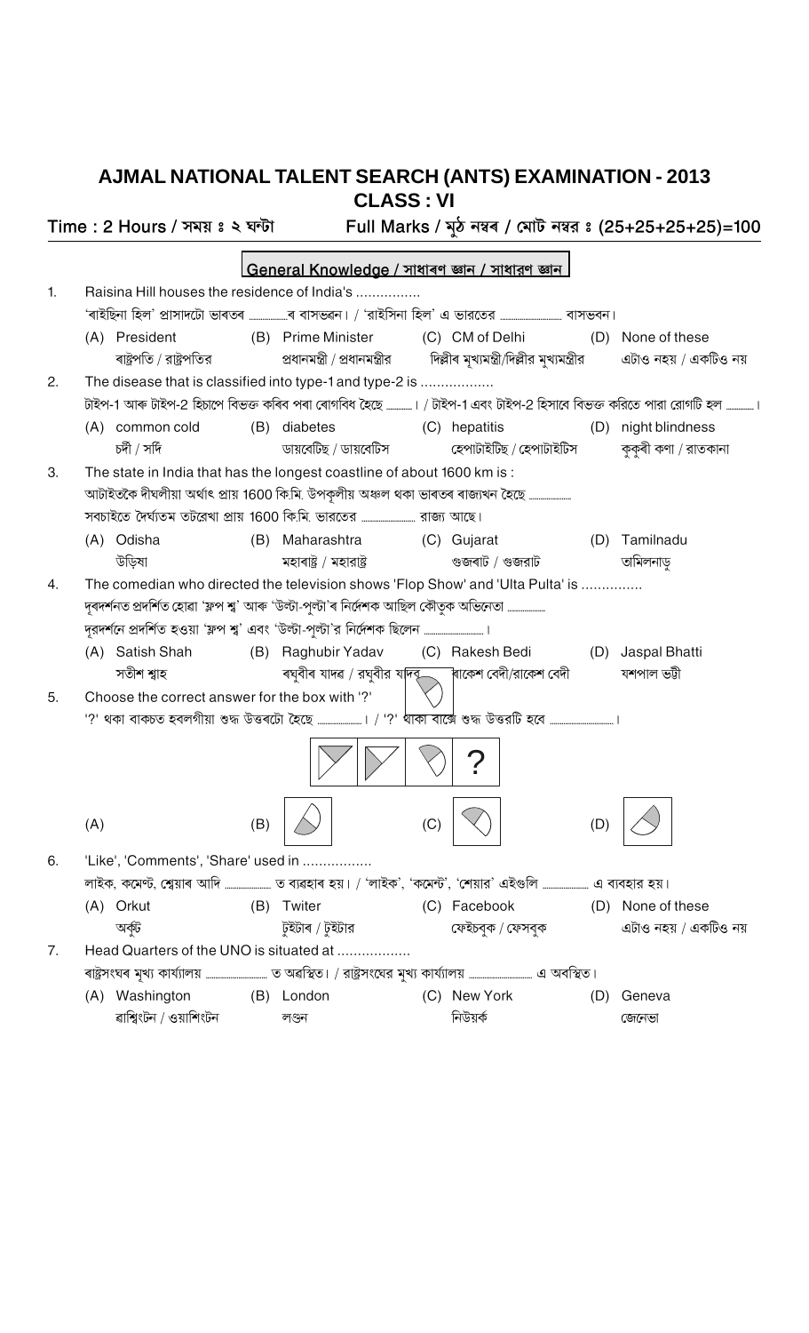# AJMAL NATIONAL TALENT SEARCH (ANTS) EXAMINATION - 2013

## CLASS : VI

**Time : 2 Hours / সময় ঃ ২ ঘন্টা** **Full Marks / মুঠ নম্বৰ / মোট নম্বর ঃ (25+25+25+25)=100**

### General Knowledge / সাধাৰণ জ্ঞান / সাধারণ জ্ঞান

1. Raisina Hill houses the residence of India's ................
   'ৰাইছিনা হিল' প্ৰাসাদটো ভাৰতৰ ..............ৰ বাসভৱন। / 'রাইসিনা হিল' এ ভারতের .............. বাসভবন।
   - (A) President ৰাষ্ট্ৰপতি / রাষ্ট্রপতির
   - (B) Prime Minister প্ৰধানমন্ত্ৰী / প্রধানমন্ত্রীর
   - (C) CM of Delhi দিল্লীৰ মুখ্যমন্ত্ৰী/দিল্লীর মুখ্যমন্ত্রীর
   - (D) None of these এটাও নহয় / একটিও নয়

2. The disease that is classified into type-1 and type-2 is ..................
   টাইপ-1 আৰু টাইপ-2 হিচাপে বিভক্ত কৰিব পৰা ৰোগবিধ হৈছে ........। / টাইপ-1 এবং টাইপ-2 হিসাবে বিভক্ত করিতে পারা রোগটি হল ........।
   - (A) common cold চৰ্দী / সর্দি
   - (B) diabetes ডায়বেটিছ / ডায়বেটিস
   - (C) hepatitis হেপাটাইটিছ / হেপাটাইটিস
   - (D) night blindness কুকুৰী কণা / রাতকানা

3. The state in India that has the longest coastline of about 1600 km is :
   আটাইতকৈ দীঘলীয়া অৰ্থাৎ প্ৰায় 1600 কি.মি. উপকূলীয় অঞ্চল থকা ভাৰতৰ ৰাজ্যখন হৈছে ..............
   সবচাইতে দৈৰ্ঘ্যতম তটরেখা প্রায় 1600 কি.মি. ভারতের .............. রাজ্য আছে।
   - (A) Odisha উড়িষা
   - (B) Maharashtra মহাৰাষ্ট্ৰ / মহারাষ্ট্র
   - (C) Gujarat গুজৰাট / গুজরাট
   - (D) Tamilnadu তামিলনাড়ু

4. The comedian who directed the television shows 'Flop Show' and 'Ulta Pulta' is ...............
   দূৰদৰ্শনত প্ৰদৰ্শিত হোৱা 'ফ্লপ শ্ব' আৰু 'উল্টা-পুল্টা'ৰ নিৰ্দেশক আছিল কৌতুক অভিনেতা ..............
   দূরদর্শনে প্রদর্শিত হওয়া 'ফ্লপ শ্ব' এবং 'উল্টা-পুল্টা'র নির্দেশক ছিলেন ..............।
   - (A) Satish Shah সতীশ শ্বাহ
   - (B) Raghubir Yadav ৰঘুবীৰ যাদৱ / রঘুবীর যাদব
   - (C) Rakesh Bedi ৰাকেশ বেদী/রাকেশ বেদী
   - (D) Jaspal Bhatti যশপাল ভট্টী

5. Choose the correct answer for the box with '?'
   '?' থকা বাকচত হবলগীয়া শুদ্ধ উত্তৰটো হৈছে ..............। / '?' থাকা বাক্সে শুদ্ধ উত্তরটি হবে ..............।

   [Figure sequence: three boxes with shapes followed by "?"]

   - (A)
   - (B)
   - (C)
   - (D)

6. 'Like', 'Comments', 'Share' used in .................
   লাইক, কমেণ্ট, শ্বেয়াৰ আদি .............. ত ব্যৱহাৰ হয়। / 'লাইক', 'কমেন্ট', 'শেয়ার' এইগুলি .............. এ ব্যবহার হয়।
   - (A) Orkut অৰ্কুট
   - (B) Twiter টুইটাৰ / টুইটার
   - (C) Facebook ফেইচবুক / ফেসবুক
   - (D) None of these এটাও নহয় / একটিও নয়

7. Head Quarters of the UNO is situated at ..................
   ৰাষ্ট্ৰসংঘৰ মুখ্য কাৰ্য্যালয় .............. ত অৱস্থিত। / রাষ্ট্রসংঘের মুখ্য কার্য্যালয় .............. এ অবস্থিত।
   - (A) Washington ৱাশ্বিংটন / ওয়াশিংটন
   - (B) London লণ্ডন
   - (C) New York নিউয়ৰ্ক
   - (D) Geneva জেনেভা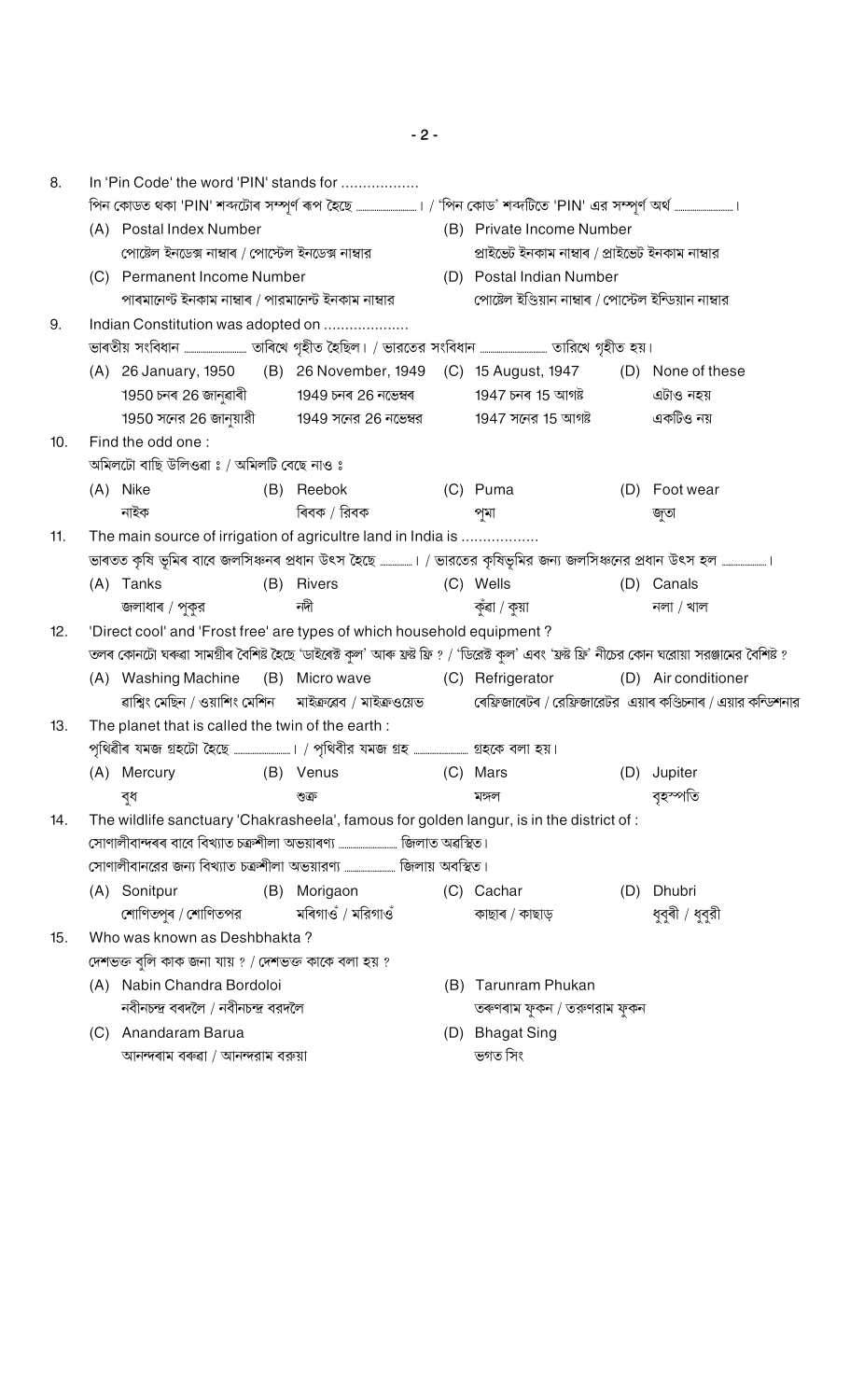8. In 'Pin Code' the word 'PIN' stands for ..................

পিন কোডত থকা 'PIN' শব্দটোৰ সম্পূৰ্ণ ৰূপ হৈছে ..................। / 'পিন কোড' শব্দটিতে 'PIN' এর সম্পূর্ণ অর্থ ..................।

(A) Postal Index Number
পোষ্টেল ইনডেক্স নাম্বাৰ / পোস্টেল ইনডেক্স নাম্বার

(B) Private Income Number
প্ৰাইভেট ইনকাম নাম্বাৰ / প্রাইভেট ইনকাম নাম্বার

(C) Permanent Income Number
পাৰমানেণ্ট ইনকাম নাম্বাৰ / পারমানেন্ট ইনকাম নাম্বার

(D) Postal Indian Number
পোষ্টেল ইণ্ডিয়ান নাম্বাৰ / পোস্টেল ইন্ডিয়ান নাম্বার

9. Indian Constitution was adopted on ..................

ভাৰতীয় সংবিধান .................. তাৰিখে গৃহীত হৈছিল। / ভারতের সংবিধান .................. তারিখে গৃহীত হয়।

(A) 26 January, 1950
1950 চনৰ 26 জানুৱাৰী
1950 সনের 26 জানুয়ারী

(B) 26 November, 1949
1949 চনৰ 26 নভেম্বৰ
1949 সনের 26 নভেম্বর

(C) 15 August, 1947
1947 চনৰ 15 আগষ্ট
1947 সনের 15 আগষ্ট

(D) None of these
এটাও নহয়
একটিও নয়

10. Find the odd one :

অমিলটো বাছি উলিওৱা ঃ / অমিলটি বেছে নাও ঃ

(A) Nike
নাইক

(B) Reebok
ৰিবক / রিবক

(C) Puma
পুমা

(D) Foot wear
জুতা

11. The main source of irrigation of agricultre land in India is ..................

ভাৰতত কৃষি ভূমিৰ বাবে জলসিঞ্চনৰ প্ৰধান উৎস হৈছে ..................। / ভারতের কৃষিভূমির জন্য জলসিঞ্চনের প্রধান উৎস হল ..................।

(A) Tanks
জলাধাৰ / পুকুর

(B) Rivers
নদী

(C) Wells
কুঁৱা / কুয়া

(D) Canals
নলা / খাল

12. 'Direct cool' and 'Frost free' are types of which household equipment ?

তলৰ কোনটো ঘৰুৱা সামগ্ৰীৰ বৈশিষ্ট হৈছে 'ডাইৰেক্ট কুল' আৰু ফ্ৰষ্ট ফ্ৰি ? / 'ডিরেক্ট কুল' এবং 'ফ্রস্ট ফ্রি' নীচের কোন ঘরোয়া সরঞ্জামের বৈশিষ্ট ?

(A) Washing Machine
ৱাশ্বিং মেছিন / ওয়াশিং মেশিন

(B) Micro wave
মাইক্ৰৱেৱ / মাইক্রওয়েভ

(C) Refrigerator
ৰেফ্ৰিজাৰেটৰ / রেফ্রিজারেটর

(D) Air conditioner
এয়াৰ কণ্ডিচনাৰ / এয়ার কন্ডিশনার

13. The planet that is called the twin of the earth :

পৃথিৱীৰ যমজ গ্ৰহটো হৈছে ..................। / পৃথিবীর যমজ গ্রহ .................. গ্রহকে বলা হয়।

(A) Mercury
বুধ

(B) Venus
শুক্ৰ

(C) Mars
মঙ্গল

(D) Jupiter
বৃহস্পতি

14. The wildlife sanctuary 'Chakrasheela', famous for golden langur, is in the district of :

সোণালীবান্দৰৰ বাবে বিখ্যাত চক্ৰশীলা অভয়াৰণ্য .................. জিলাত অৱস্থিত।

সোণালীবানরের জন্য বিখ্যাত চক্রশীলা অভয়ারণ্য .................. জিলায় অবস্থিত।

(A) Sonitpur
শোণিতপুৰ / শোণিতপর

(B) Morigaon
মৰিগাওঁ / মরিগাওঁ

(C) Cachar
কাছাৰ / কাছাড়

(D) Dhubri
ধুবুৰী / ধুবুরী

15. Who was known as Deshbhakta ?

দেশভক্ত বুলি কাক জনা যায় ? / দেশভক্ত কাকে বলা হয় ?

(A) Nabin Chandra Bordoloi
নবীনচন্দ্ৰ বৰদলৈ / নবীনচন্দ্র বরদলৈ

(B) Tarunram Phukan
তৰুণৰাম ফুকন / তরুণরাম ফুকন

(C) Anandaram Barua
আনন্দৰাম বৰুৱা / আনন্দরাম বরুয়া

(D) Bhagat Sing
ভগত সিং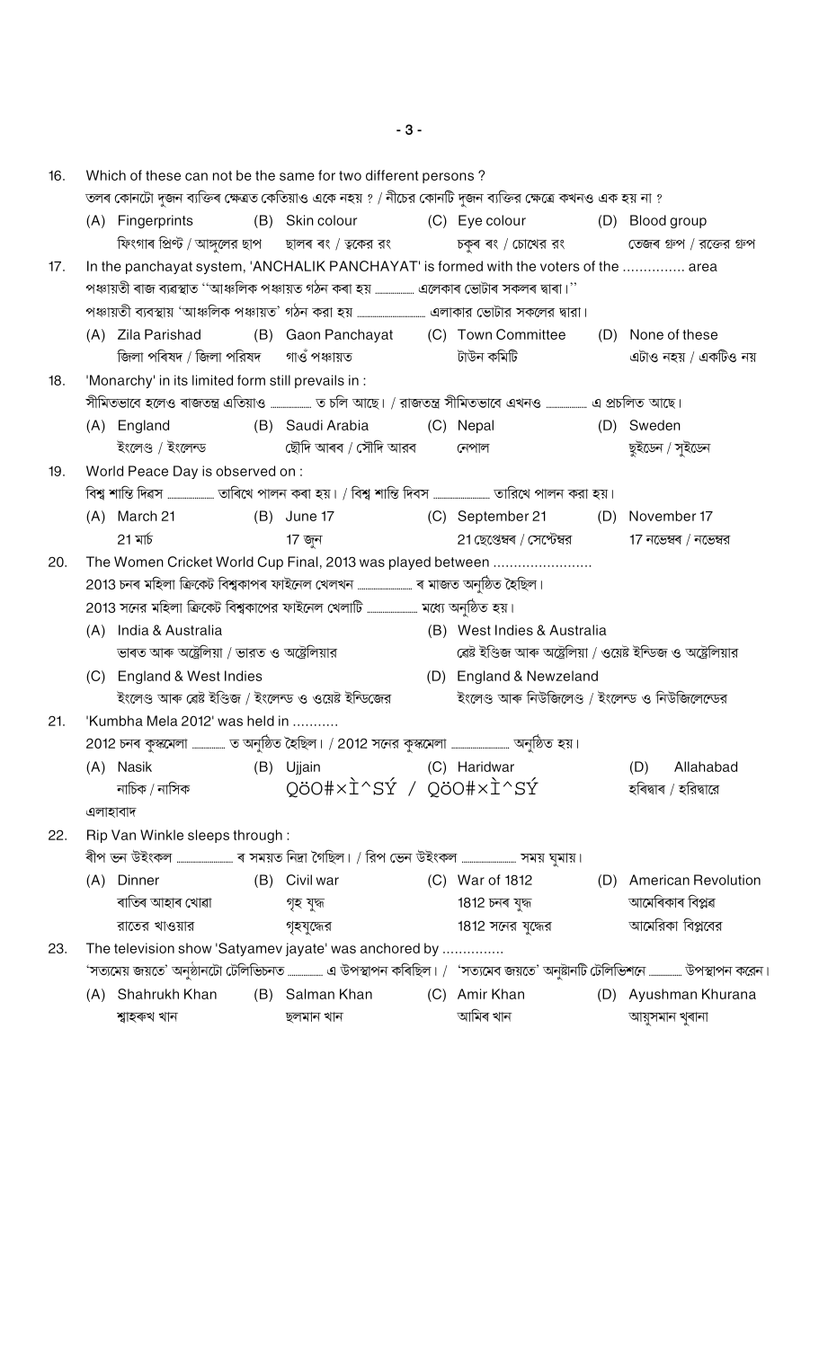16. Which of these can not be the same for two different persons ?
তলৰ কোনটো দুজন ব্যক্তিৰ ক্ষেত্ৰত কেতিয়াও একে নহয় ? / নীচের কোনটি দুজন ব্যক্তির ক্ষেত্রে কখনও এক হয় না ?
    (A) Fingerprints ফিংগাৰ প্ৰিণ্ট / আঙ্গুলের ছাপ
    (B) Skin colour ছালৰ ৰং / ত্বকের রং
    (C) Eye colour চকুৰ ৰং / চোখের রং
    (D) Blood group তেজৰ গ্ৰুপ / রক্তের গ্রুপ

17. In the panchayat system, 'ANCHALIK PANCHAYAT' is formed with the voters of the .............. area
পঞ্চায়তী ৰাজ ব্যৱস্থাত "আঞ্চলিক পঞ্চায়ত গঠন কৰা হয় ............ এলেকাৰ ভোটাৰ সকলৰ দ্বাৰা।"
পঞ্চায়তী ব্যবস্থায় 'আঞ্চলিক পঞ্চায়ত' গঠন করা হয় .............. এলাকার ভোটার সকলের দ্বারা।
    (A) Zila Parishad জিলা পৰিষদ / জিলা পরিষদ
    (B) Gaon Panchayat গাওঁ পঞ্চায়ত
    (C) Town Committee টাউন কমিটি
    (D) None of these এটাও নহয় / একটিও নয়

18. 'Monarchy' in its limited form still prevails in :
সীমিতভাৱে হলেও ৰাজতন্ত্ৰ এতিয়াও ............ ত চলি আছে। / রাজতন্ত্র সীমিতভাবে এখনও ............ এ প্রচলিত আছে।
    (A) England ইংলেণ্ড / ইংলেন্ড
    (B) Saudi Arabia ছৌদি আৰব / সৌদি আরব
    (C) Nepal নেপাল
    (D) Sweden ছুইডেন / সুইডেন

19. World Peace Day is observed on :
বিশ্ব শান্তি দিৱস ............ তাৰিখে পালন কৰা হয়। / বিশ্ব শান্তি দিবস .............. তারিখে পালন করা হয়।
    (A) March 21 21 মাৰ্চ
    (B) June 17 17 জুন
    (C) September 21 21 ছেপ্তেম্বৰ / সেপ্টেম্বর
    (D) November 17 17 নৱেম্বৰ / নভেম্বর

20. The Women Cricket World Cup Final, 2013 was played between ........................
2013 চনৰ মহিলা ক্ৰিকেট বিশ্বকাপৰ ফাইনেল খেলখন .............. ৰ মাজত অনুষ্ঠিত হৈছিল।
2013 সনের মহিলা ক্রিকেট বিশ্বকাপের ফাইনেল খেলাটি .............. মধ্যে অনুষ্ঠিত হয়।
    (A) India & Australia ভাৰত আৰু অষ্ট্ৰেলিয়া / ভারত ও অস্ট্রেলিয়ার
    (B) West Indies & Australia ৱেষ্ট ইণ্ডিজ আৰু অষ্ট্ৰেলিয়া / ওয়েষ্ট ইন্ডিজ ও অস্ট্রেলিয়ার
    (C) England & West Indies ইংলেণ্ড আৰু ৱেষ্ট ইণ্ডিজ / ইংলেন্ড ও ওয়েষ্ট ইন্ডিজের
    (D) England & Newzeland ইংলেণ্ড আৰু নিউজিলেণ্ড / ইংলেন্ড ও নিউজিলেন্ডের

21. 'Kumbha Mela 2012' was held in ...........
2012 চনৰ কুম্ভমেলা ............ ত অনুষ্ঠিত হৈছিল। / 2012 সনের কুম্ভমেলা .............. অনুষ্ঠিত হয়।
    (A) Nasik নাচিক / নাসিক
    (B) Ujjain QöO#×Ì^SÝ / QöO#×Ì^SÝ
    (C) Haridwar হৰিদ্বাৰ / হরিদ্বারে
    (D) Allahabad এলাহাবাদ

22. Rip Van Winkle sleeps through :
ৰীপ ভন উইংকল .............. ৰ সময়ত নিদ্ৰা গৈছিল। / রিপ ভেন উইংকল .............. সময় ঘুমায়।
    (A) Dinner ৰাতিৰ আহাৰ খোৱা / রাতের খাওয়ার
    (B) Civil war গৃহ যুদ্ধ / গৃহযুদ্ধের
    (C) War of 1812 1812 চনৰ যুদ্ধ / 1812 সনের যুদ্ধের
    (D) American Revolution আমেৰিকাৰ বিপ্লৱ / আমেরিকা বিপ্লবের

23. The television show 'Satyamev jayate' was anchored by ...............
'সত্যমেয় জয়তে' অনুষ্ঠানটো টেলিভিচনত ............ এ উপস্থাপন কৰিছিল। / 'সত্যমেব জয়তে' অনুষ্ঠানটি টেলিভিশনে ............ উপস্থাপন করেন।
    (A) Shahrukh Khan শ্বাহৰুখ খান
    (B) Salman Khan ছলমান খান
    (C) Amir Khan আমিৰ খান
    (D) Ayushman Khurana আয়ুসমান খুৰানা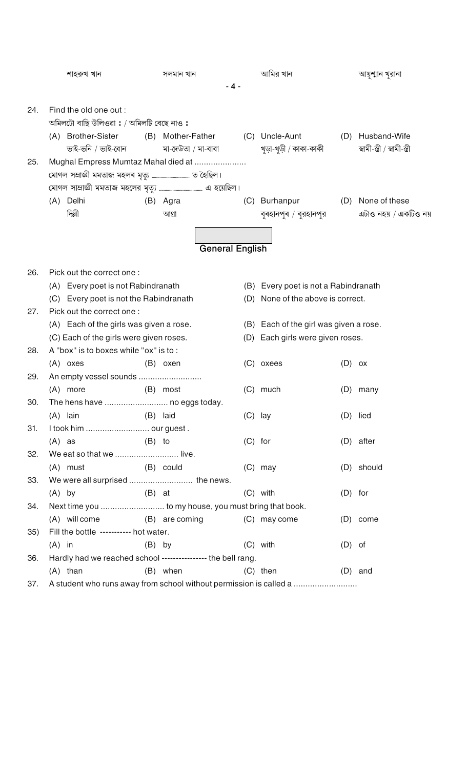শাহৰুখ খান সলমান খান আমির খান আয়ুশ্মান খুৰানা

24. Find the old one out :
অমিলটো বাছি উলিওৱা ঃ / অমিলটি বেছে নাও ঃ
(A) Brother-Sister ভাই-ভনি / ভাই-বোন (B) Mother-Father মা-দেউতা / মা-বাবা (C) Uncle-Aunt খুড়া-খুড়ী / কাকা-কাকী (D) Husband-Wife স্বামী-স্ত্রী / স্বামী-স্ত্রী

25. Mughal Empress Mumtaz Mahal died at ......................
মোগল সম্রাজ্ঞী মমতাজ মহলৰ মৃত্যু ................. ত হৈছিল।
মোগল সাম্রাজ্ঞী মমতাজ মহলের মৃত্যু ................. এ হয়েছিল।
(A) Delhi দিল্লী (B) Agra আগ্রা (C) Burhanpur বুৰহানপুৰ / বুরহানপুর (D) None of these এটাও নহয় / একটিও নয়

## General English

26. Pick out the correct one :
(A) Every poet is not Rabindranath
(B) Every poet is not a Rabindranath
(C) Every poet is not the Rabindranath
(D) None of the above is correct.

27. Pick out the correct one :
(A) Each of the girls was given a rose.
(B) Each of the girl was given a rose.
(C) Each of the girls were given roses.
(D) Each girls were given roses.

28. A "box" is to boxes while "ox" is to :
(A) oxes (B) oxen (C) oxees (D) ox

29. An empty vessel sounds ..........................
(A) more (B) most (C) much (D) many

30. The hens have .......................... no eggs today.
(A) lain (B) laid (C) lay (D) lied

31. I took him .......................... our guest .
(A) as (B) to (C) for (D) after

32. We eat so that we .......................... live.
(A) must (B) could (C) may (D) should

33. We were all surprised .......................... the news.
(A) by (B) at (C) with (D) for

34. Next time you .......................... to my house, you must bring that book.
(A) will come (B) are coming (C) may come (D) come

35) Fill the bottle ----------- hot water.
(A) in (B) by (C) with (D) of

36. Hardly had we reached school ---------------- the bell rang.
(A) than (B) when (C) then (D) and

37. A student who runs away from school without permission is called a ..........................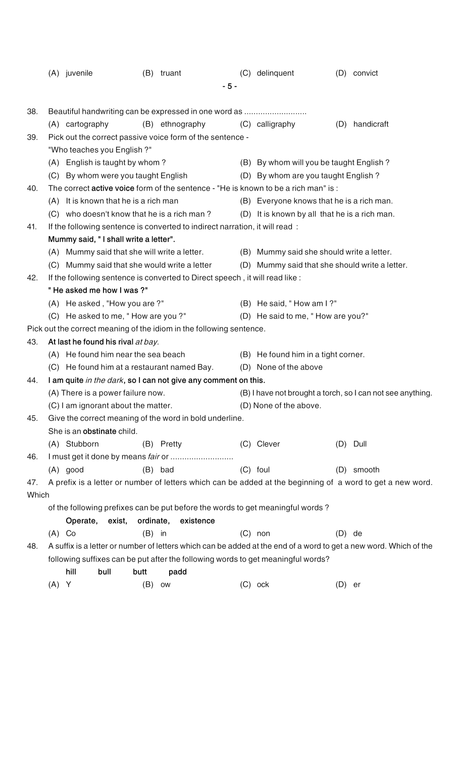(A) juvenile (B) truant (C) delinquent (D) convict

38. Beautiful handwriting can be expressed in one word as ...........................
    (A) cartography (B) ethnography (C) calligraphy (D) handicraft

39. Pick out the correct passive voice form of the sentence -
    "Who teaches you English ?"
    (A) English is taught by whom ?
    (B) By whom will you be taught English ?
    (C) By whom were you taught English
    (D) By whom are you taught English ?

40. The correct **active voice** form of the sentence - "He is known to be a rich man" is :
    (A) It is known that he is a rich man
    (B) Everyone knows that he is a rich man.
    (C) who doesn't know that he is a rich man ?
    (D) It is known by all that he is a rich man.

41. If the following sentence is converted to indirect narration, it will read :
    **Mummy said, " I shall write a letter".**
    (A) Mummy said that she will write a letter.
    (B) Mummy said she should write a letter.
    (C) Mummy said that she would write a letter
    (D) Mummy said that she should write a letter.

42. If the following sentence is converted to Direct speech , it will read like :
    **" He asked me how I was ?"**
    (A) He asked , "How you are ?"
    (B) He said, " How am I ?"
    (C) He asked to me, " How are you ?"
    (D) He said to me, " How are you?"

Pick out the correct meaning of the idiom in the following sentence.

43. **At last he found his rival** *at bay.*
    (A) He found him near the sea beach
    (B) He found him in a tight corner.
    (C) He found him at a restaurant named Bay.
    (D) None of the above

44. **I am quite** *in the dark***, so I can not give any comment on this.**
    (A) There is a power failure now.
    (B) I have not brought a torch, so I can not see anything.
    (C) I am ignorant about the matter.
    (D) None of the above.

45. Give the correct meaning of the word in bold underline.
    She is an **obstinate** child.
    (A) Stubborn (B) Pretty (C) Clever (D) Dull

46. I must get it done by means *fair* or ...........................
    (A) good (B) bad (C) foul (D) smooth

47. A prefix is a letter or number of letters which can be added at the beginning of a word to get a new word. Which of the following prefixes can be put before the words to get meaningful words ?
    **Operate, exist, ordinate, existence**
    (A) Co (B) in (C) non (D) de

48. A suffix is a letter or number of letters which can be added at the end of a word to get a new word. Which of the following suffixes can be put after the following words to get meaningful words?
    **hill bull butt padd**
    (A) Y (B) ow (C) ock (D) er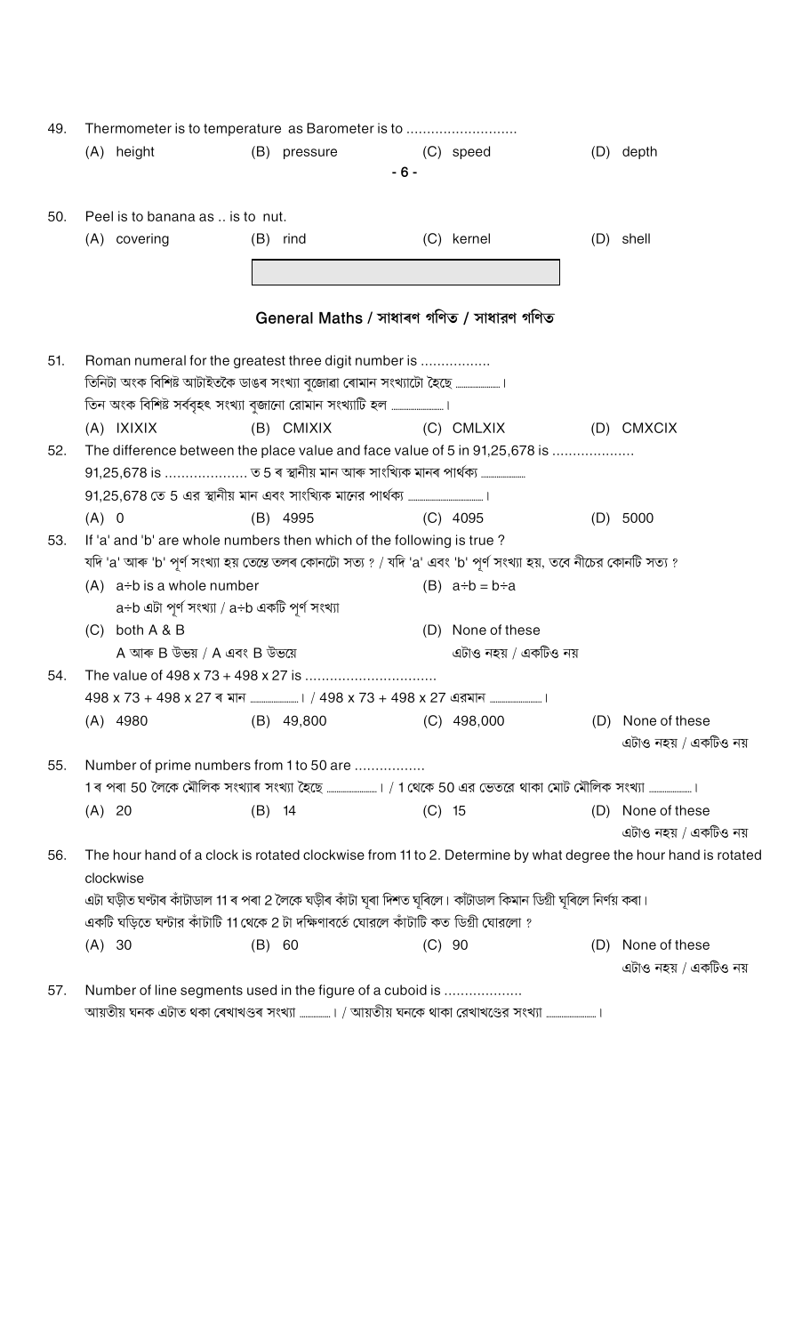49. Thermometer is to temperature as Barometer is to ..........................

(A) height (B) pressure (C) speed (D) depth

50. Peel is to banana as .. is to nut.

(A) covering (B) rind (C) kernel (D) shell

## General Maths / সাধাৰণ গণিত / সাধারণ গণিত

51. Roman numeral for the greatest three digit number is .................

তিনিটা অংক বিশিষ্ট আটাইতকৈ ডাঙৰ সংখ্যা বুজোৱা ৰোমান সংখ্যাটো হৈছে ..................।

তিন অংক বিশিষ্ট সর্ববৃহৎ সংখ্যা বুজানো রোমান সংখ্যাটি হল ......................।

(A) IXIXIX (B) CMIXIX (C) CMLXIX (D) CMXCIX

52. The difference between the place value and face value of 5 in 91,25,678 is ....................

91,25,678 is .................... ত 5 ৰ স্থানীয় মান আৰু সাংখ্যিক মানৰ পাৰ্থক্য ..................

91,25,678 তে 5 এর স্থানীয় মান এবং সাংখ্যিক মানের পার্থক্য ..............................।

(A) 0 (B) 4995 (C) 4095 (D) 5000

53. If 'a' and 'b' are whole numbers then which of the following is true ?

যদি 'a' আৰু 'b' পূৰ্ণ সংখ্যা হয় তেন্তে তলৰ কোনটো সত্য ? / যদি 'a' এবং 'b' পূর্ণ সংখ্যা হয়, তবে নীচের কোনটি সত্য ?

(A) $a \div b$ is a whole number
$a \div b$ এটা পূৰ্ণ সংখ্যা / $a \div b$ একটি পূর্ণ সংখ্যা

(B) $a \div b = b \div a$

(C) both A & B
A আৰু B উভয় / A এবং B উভয়ে

(D) None of these
এটাও নহয় / একটিও নয়

54. The value of 498 x 73 + 498 x 27 is ................................

498 x 73 + 498 x 27 ৰ মান ..................। / 498 x 73 + 498 x 27 এরমান ......................।

(A) 4980 (B) 49,800 (C) 498,000 (D) None of these
এটাও নহয় / একটিও নয়

55. Number of prime numbers from 1 to 50 are .................

1 ৰ পৰা 50 লৈকে মৌলিক সংখ্যাৰ সংখ্যা হৈছে ......................। / 1 থেকে 50 এর ভেতরে থাকা মোট মৌলিক সংখ্যা ..................।

(A) 20 (B) 14 (C) 15 (D) None of these
এটাও নহয় / একটিও নয়

56. The hour hand of a clock is rotated clockwise from 11 to 2. Determine by what degree the hour hand is rotated clockwise

এটা ঘড়ীত ঘণ্টাৰ কাঁটাডাল 11 ৰ পৰা 2 লৈকে ঘড়ীৰ কাঁটা ঘূৰা দিশত ঘূৰিলে। কাঁটাডাল কিমান ডিগ্ৰী ঘূৰিলে নিৰ্ণয় কৰা।

একটি ঘড়িতে ঘন্টার কাঁটাটি 11 থেকে 2 টা দক্ষিণাবর্তে ঘোরলে কাঁটাটি কত ডিগ্রী ঘোরলো ?

(A) 30 (B) 60 (C) 90 (D) None of these
এটাও নহয় / একটিও নয়

57. Number of line segments used in the figure of a cuboid is ...................

আয়তীয় ঘনক এটাত থকা ৰেখাখণ্ডৰ সংখ্যা ............। / আয়তীয় ঘনকে থাকা রেখাখণ্ডের সংখ্যা ......................।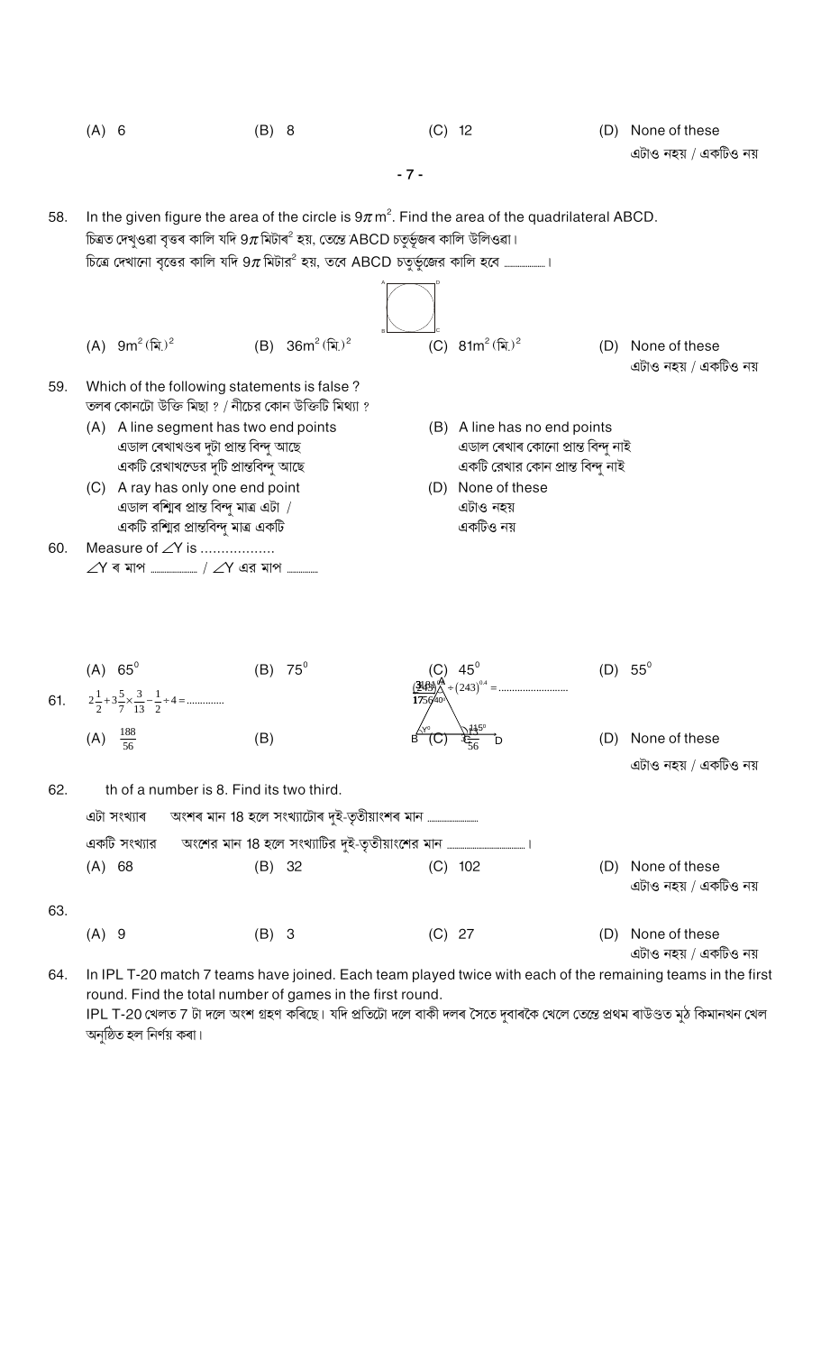(A) 6 (B) 8 (C) 12 (D) None of these
এটাও নহয় / একটিও নয়

58. In the given figure the area of the circle is $9\pi\,m^2$. Find the area of the quadrilateral ABCD.
চিত্ৰত দেখুওৱা বৃত্তৰ কালি যদি $9\pi$ মিটাৰ$^2$ হয়, তেন্তে ABCD চতুৰ্ভুজৰ কালি উলিওৱা।
চিত্রে দেখানো বৃত্তের কালি যদি $9\pi$ মিটার$^2$ হয়, তবে ABCD চতুর্ভুজের কালি হবে ..............।

(A) $9m^2$ (মি.)$^2$ (B) $36m^2$ (মি.)$^2$ (C) $81m^2$ (মি.)$^2$ (D) None of these
এটাও নহয় / একটিও নয়

59. Which of the following statements is false ?
তলৰ কোনটো উক্তি মিছা ? / নীচের কোন উক্তিটি মিথ্যা ?

(A) A line segment has two end points
এডাল ৰেখাখণ্ডৰ দুটা প্ৰান্ত বিন্দু আছে
একটি রেখাখন্ডের দুটি প্রান্তবিন্দু আছে

(B) A line has no end points
এডাল ৰেখাৰ কোনো প্ৰান্ত বিন্দু নাই
একটি রেখার কোন প্রান্ত বিন্দু নাই

(C) A ray has only one end point
এডাল ৰশ্মিৰ প্ৰান্ত বিন্দু মাত্ৰ এটা /
একটি রশ্মির প্রান্তবিন্দু মাত্র একটি

(D) None of these
এটাও নহয়
একটিও নয়

60. Measure of $\angle Y$ is ..................
$\angle Y$ ৰ মাপ .................. / $\angle Y$ এর মাপ ..........

(A) $65^0$ (B) $75^0$ (C) $45^0$ (D) $55^0$

61. $2\frac{1}{2}+3\frac{5}{7}\times\frac{3}{13}-\frac{1}{2}\div4=$..............

(A) $\frac{188}{56}$ (B) (C) (D) None of these
এটাও নহয় / একটিও নয়

62. th of a number is 8. Find its two third.
এটা সংখ্যাৰ অংশৰ মান 18 হলে সংখ্যাটোৰ দুই-তৃতীয়াংশৰ মান ..................
একটি সংখ্যার অংশের মান 18 হলে সংখ্যাটির দুই-তৃতীয়াংশের মান ........................।

(A) 68 (B) 32 (C) 102 (D) None of these
এটাও নহয় / একটিও নয়

63. $(243)^{0.4}$ = ..........................

(A) 9 (B) 3 (C) 27 (D) None of these
এটাও নহয় / একটিও নয়

64. In IPL T-20 match 7 teams have joined. Each team played twice with each of the remaining teams in the first round. Find the total number of games in the first round.
IPL T-20 খেলত 7 টা দলে অংশ গ্ৰহণ কৰিছে। যদি প্ৰতিটো দলে বাকী দলৰ সৈতে দুবাৰকৈ খেলে তেন্তে প্ৰথম ৰাউণ্ডত মুঠ কিমানখন খেল অনুষ্ঠিত হল নিৰ্ণয় কৰা।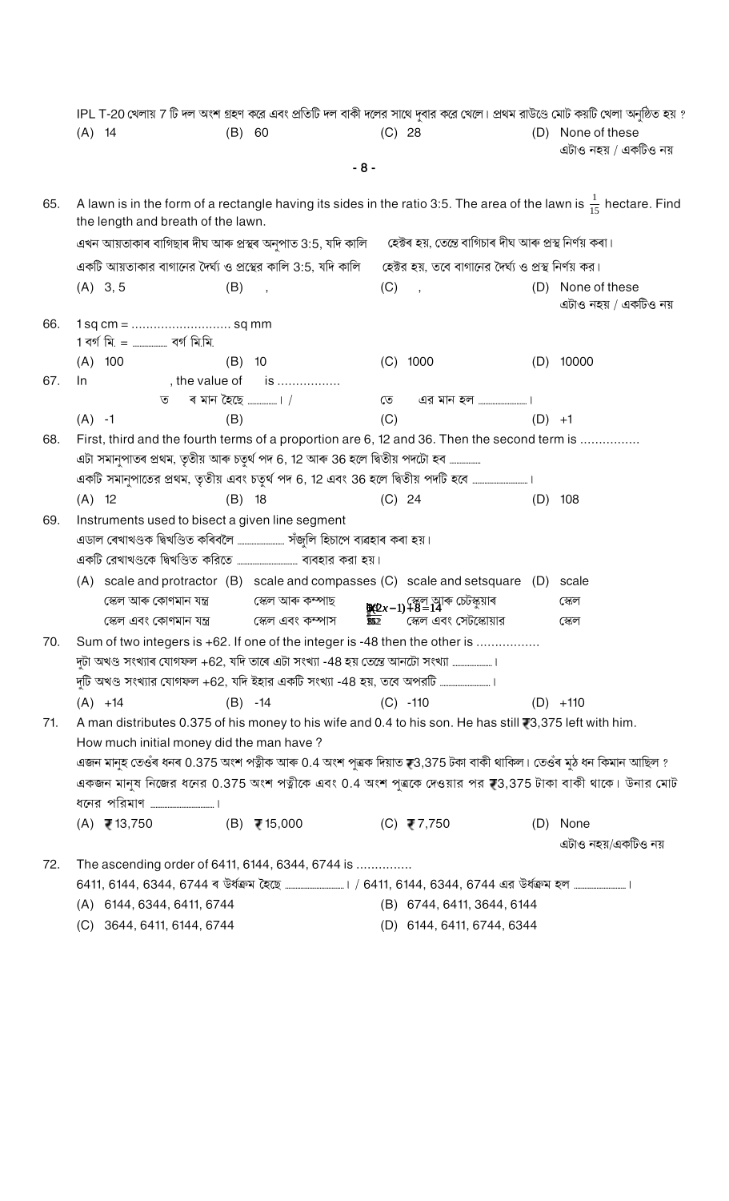IPL T-20 খেলায় 7 টি দল অংশ গ্রহণ করে এবং প্রতিটি দল বাকী দলের সাথে দুবার করে খেলে। প্রথম রাউন্ডে মোট কয়টি খেলা অনুষ্ঠিত হয় ?

(A) 14 (B) 60 (C) 28 (D) None of these / এটাও নহয় / একটিও নয়

65. A lawn is in the form of a rectangle having its sides in the ratio 3:5. The area of the lawn is $\frac{1}{15}$ hectare. Find the length and breath of the lawn.

এখন আয়তাকাৰ বাগিছাৰ দীঘ আৰু প্ৰস্থৰ অনুপাত 3:5, যদি কালি হেক্টৰ হয়, তেন্তে বাগিচাৰ দীঘ আৰু প্ৰস্থ নিৰ্ণয় কৰা।

একটি আয়তাকার বাগানের দৈর্ঘ্য ও প্রস্থের কালি 3:5, যদি কালি হেক্টর হয়, তবে বাগানের দৈর্ঘ্য ও প্রস্থ নির্ণয় কর।

(A) 3, 5 (B) , (C) , (D) None of these / এটাও নহয় / একটিও নয়

66. 1 sq cm = .......................... sq mm

1 বৰ্গ মি. = ............ বৰ্গ মি.মি.

(A) 100 (B) 10 (C) 1000 (D) 10000

67. In , the value of is .................

ত ৰ মান হৈছে ............. । / তে এর মান হল ...................।

(A) -1 (B) (C) (D) +1

68. First, third and the fourth terms of a proportion are 6, 12 and 36. Then the second term is ................

এটা সমানুপাতৰ প্ৰথম, তৃতীয় আৰু চতুৰ্থ পদ 6, 12 আৰু 36 হ'লে দ্বিতীয় পদটো হব ............

একটি সমানুপাতের প্রথম, তৃতীয় এবং চতুর্থ পদ 6, 12 এবং 36 হলে দ্বিতীয় পদটি হবে ...................।

(A) 12 (B) 18 (C) 24 (D) 108

69. Instruments used to bisect a given line segment

এডাল ৰেখাখণ্ডক দ্বিখণ্ডিত কৰিবলৈ ............... সঁজুলি হিচাপে ব্যৱহাৰ কৰা হয়।

একটি রেখাখণ্ডকে দ্বিখণ্ডিত করিতে ................... ব্যবহার করা হয়।

(A) scale and protractor / স্কেল আৰু কোণমান যন্ত্ৰ / স্কেল এবং কোণমান যন্ত্র
(B) scale and compasses / স্কেল আৰু কম্পাছ / স্কেল এবং কম্পাস
(C) scale and setsquare / স্কেল আৰু চেটস্কুয়াৰ / স্কেল এবং সেটস্কোয়ার
(D) scale / স্কেল / স্কেল

70. Sum of two integers is +62. If one of the integer is -48 then the other is .................

দুটা অখণ্ড সংখ্যাৰ যোগফল +62, যদি তাৰে এটা সংখ্যা -48 হয় তেন্তে আনটো সংখ্যা ............।

দুটি অখণ্ড সংখ্যার যোগফল +62, যদি ইহার একটি সংখ্যা -48 হয়, তবে অপরটি ...................।

(A) +14 (B) -14 (C) -110 (D) +110

71. A man distributes 0.375 of his money to his wife and 0.4 to his son. He has still ₹3,375 left with him. How much initial money did the man have ?

এজন মানুহ তেওঁৰ ধনৰ 0.375 অংশ পত্নীক আৰু 0.4 অংশ পুত্ৰক দিয়াত ₹3,375 টকা বাকী থাকিল। তেওঁৰ মুঠ ধন কিমান আছিল ?

একজন মানুষ নিজের ধনের 0.375 অংশ পত্নীকে এবং 0.4 অংশ পুত্রকে দেওয়ার পর ₹3,375 টাকা বাকী থাকে। উনার মোট ধনের পরিমাণ ...................।

(A) ₹ 13,750 (B) ₹ 15,000 (C) ₹ 7,750 (D) None / এটাও নহয়/একটিও নয়

72. The ascending order of 6411, 6144, 6344, 6744 is ..............

6411, 6144, 6344, 6744 ৰ উৰ্ধক্ৰম হৈছে ...................। / 6411, 6144, 6344, 6744 এর উর্ধক্রম হল ...................।

(A) 6144, 6344, 6411, 6744
(B) 6744, 6411, 3644, 6144
(C) 3644, 6411, 6144, 6744
(D) 6144, 6411, 6744, 6344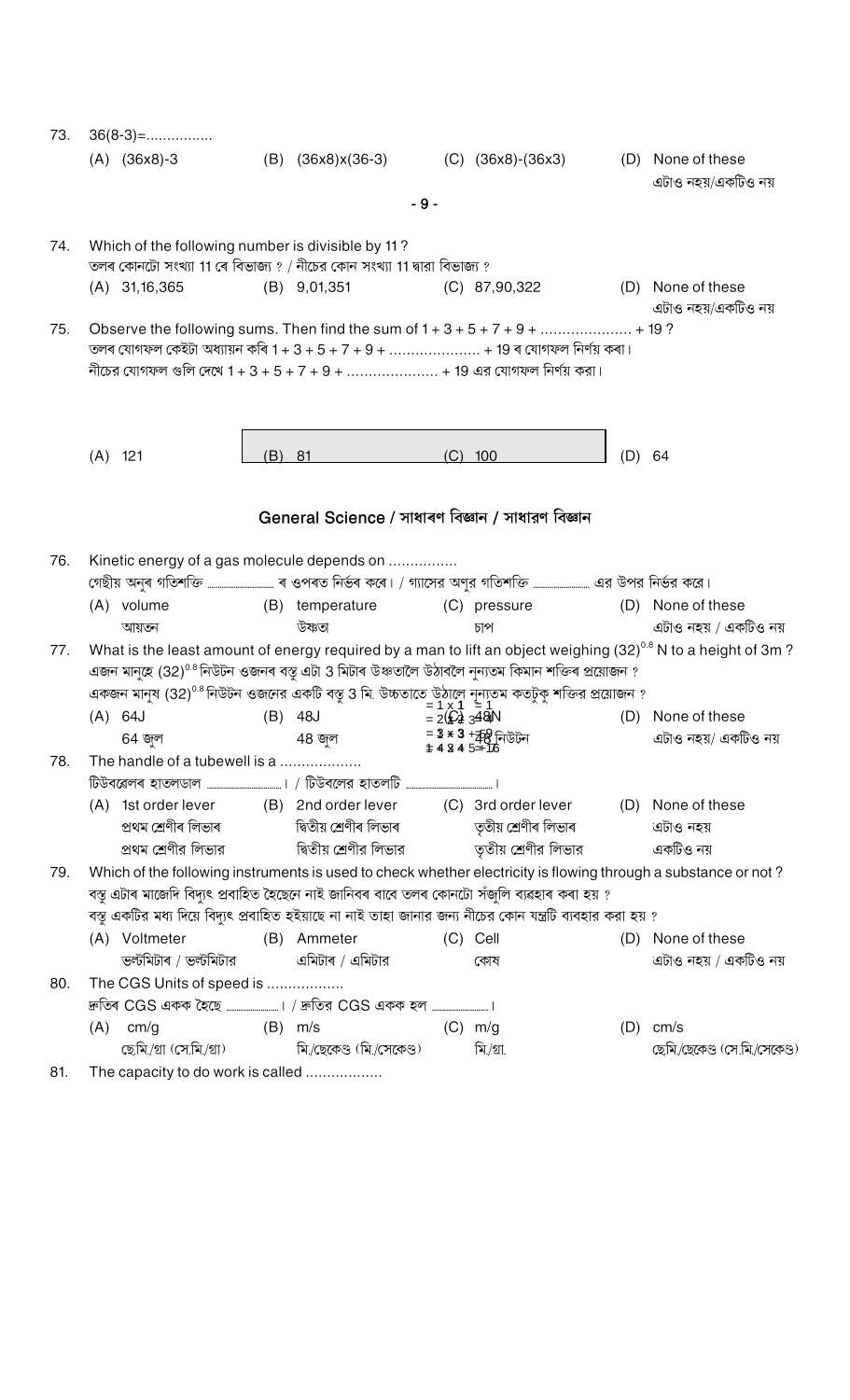73. 36(8-3)=................

(A) (36x8)-3 (B) (36x8)x(36-3) (C) (36x8)-(36x3) (D) None of these
এটাও নহয়/একটিও নয়

74. Which of the following number is divisible by 11 ?
তলৰ কোনটো সংখ্যা 11 ৰে বিভাজ্য ? / নীচের কোন সংখ্যা 11 দ্বারা বিভাজ্য ?

(A) 31,16,365 (B) 9,01,351 (C) 87,90,322 (D) None of these
এটাও নহয়/একটিও নয়

75. Observe the following sums. Then find the sum of 1 + 3 + 5 + 7 + 9 + ..................... + 19 ?
তলৰ যোগফল কেইটা অধ্যয়ন কৰি 1 + 3 + 5 + 7 + 9 + ..................... + 19 ৰ যোগফল নিৰ্ণয় কৰা।
নীচের যোগফল গুলি দেখে 1 + 3 + 5 + 7 + 9 + ..................... + 19 এর যোগফল নির্ণয় করা।

(A) 121 (B) 81 (C) 100 (D) 64

## General Science / সাধাৰণ বিজ্ঞান / সাধারণ বিজ্ঞান

76. Kinetic energy of a gas molecule depends on ................
গেছীয় অণুৰ গতিশক্তি ............... ৰ ওপৰত নিৰ্ভৰ কৰে। / গ্যাসের অণুর গতিশক্তি ............... এর উপর নির্ভর করে।

(A) volume আয়তন (B) temperature উষ্ণতা (C) pressure চাপ (D) None of these এটাও নহয় / একটিও নয়

77. What is the least amount of energy required by a man to lift an object weighing $(32)^{0.8}$ N to a height of 3m ?
এজন মানুহে $(32)^{0.8}$ নিউটন ওজনৰ বস্তু এটা 3 মিটাৰ উচ্চতালৈ উঠাবলৈ নূন্যতম কিমান শক্তিৰ প্ৰয়োজন ?
একজন মানুষ $(32)^{0.8}$ নিউটন ওজনের একটি বস্তু 3 মি. উচ্চতাতে উঠালে নূন্যতম কতটুকু শক্তির প্রয়োজন ?

(A) 64J 64 জুল (B) 48J 48 জুল (C) 48N 48 নিউটন (D) None of these এটাও নহয়/ একটিও নয়

78. The handle of a tubewell is a ..................
টিউবৱেলৰ হাতলডাল ...............। / টিউবলের হাতলটি ...............।

(A) 1st order lever প্ৰথম শ্ৰেণীৰ লিভাৰ প্রথম শ্রেণীর লিভার (B) 2nd order lever দ্বিতীয় শ্ৰেণীৰ লিভাৰ দ্বিতীয় শ্রেণীর লিভার (C) 3rd order lever তৃতীয় শ্ৰেণীৰ লিভাৰ তৃতীয় শ্রেণীর লিভার (D) None of these এটাও নহয় একটিও নয়

79. Which of the following instruments is used to check whether electricity is flowing through a substance or not ?
বস্তু এটাৰ মাজেদি বিদ্যুৎ প্ৰবাহিত হৈছেনে নাই জানিবৰ বাবে তলৰ কোনটো সঁজুলি ব্যৱহাৰ কৰা হয় ?
বস্তু একটির মধ্য দিয়ে বিদ্যুৎ প্রবাহিত হইয়াছে না নাই তাহা জানার জন্য নীচের কোন যন্ত্রটি ব্যবহার করা হয় ?

(A) Voltmeter ভল্টমিটাৰ / ভল্টমিটার (B) Ammeter এমিটাৰ / এমিটার (C) Cell কোষ (D) None of these এটাও নহয় / একটিও নয়

80. The CGS Units of speed is ..................
দ্ৰুতিৰ CGS একক হৈছে ...............। / দ্রুতির CGS একক হল ...............।

(A) cm/g ছেমি/গ্ৰা (সে.মি./গ্রা) (B) m/s মি./ছেকেণ্ড (মি./সেকেণ্ড) (C) m/g মি./গ্ৰা. (D) cm/s ছেমি/ছেকেণ্ড (সে.মি./সেকেণ্ড)

81. The capacity to do work is called ..................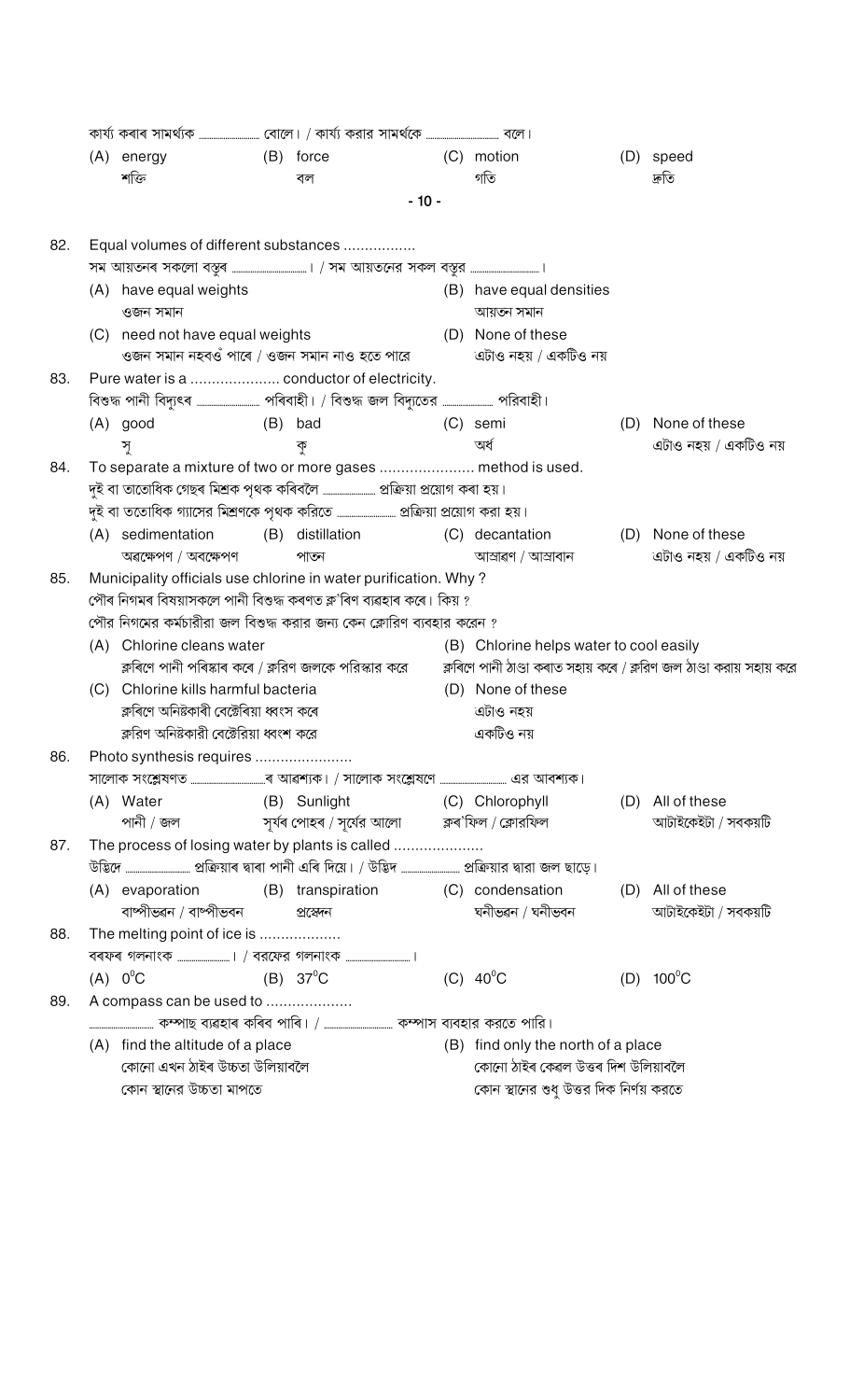কাৰ্য্য কৰাৰ সামৰ্থ্যক .............. বোলে। / কার্য্য করার সামর্থকে .............. বলে।

(A) energy শক্তি (B) force বল (C) motion গতি (D) speed দ্রুতি

82. Equal volumes of different substances .................
সম আয়তনৰ সকলো বস্তুৰ ..............। / সম আয়তনের সকল বস্তুর ..............।
(A) have equal weights
ওজন সমান
(B) have equal densities
আয়তন সমান
(C) need not have equal weights
ওজন সমান নহবওঁ পাৰে / ওজন সমান নাও হতে পারে
(D) None of these
এটাও নহয় / একটিও নয়

83. Pure water is a .................... conductor of electricity.
বিশুদ্ধ পানী বিদ্যুৎৰ .............. পৰিবাহী। / বিশুদ্ধ জল বিদ্যুতের .............. পরিবাহী।
(A) good সু (B) bad কু (C) semi অৰ্ধ (D) None of these এটাও নহয় / একটিও নয়

84. To separate a mixture of two or more gases ..................... method is used.
দুই বা তাতোধিক গেছৰ মিশ্ৰক পৃথক কৰিবলৈ .............. প্ৰক্ৰিয়া প্ৰয়োগ কৰা হয়।
দুই বা ততোধিক গ্যাসের মিশ্রণকে পৃথক করিতে .............. প্রক্রিয়া প্রয়োগ করা হয়।
(A) sedimentation অৱক্ষেপণ / অবক্ষেপণ (B) distillation পাতন (C) decantation আস্ৰাৱণ / আস্রাবান (D) None of these এটাও নহয় / একটিও নয়

85. Municipality officials use chlorine in water purification. Why ?
পৌৰ নিগমৰ বিষয়াসকলে পানী বিশুদ্ধ কৰণত ক্ল'ৰিণ ব্যৱহাৰ কৰে। কিয় ?
পৌর নিগমের কর্মচারীরা জল বিশুদ্ধ করার জন্য কেন ক্লোরিণ ব্যবহার করেন ?
(A) Chlorine cleans water
ক্লৰিণে পানী পৰিস্কাৰ কৰে / ক্লরিণ জলকে পরিস্কার করে
(B) Chlorine helps water to cool easily
ক্লৰিণে পানী ঠাণ্ডা কৰাত সহায় কৰে / ক্লরিণ জল ঠাণ্ডা করায় সহায় করে
(C) Chlorine kills harmful bacteria
ক্লৰিণে অনিষ্টকাৰী বেক্টেৰিয়া ধ্বংস কৰে
ক্লরিণ অনিষ্টকারী বেক্টেরিয়া ধ্বংশ করে
(D) None of these
এটাও নহয়
একটিও নয়

86. Photo synthesis requires .......................
সালোক সংশ্লেষণত ..............ৰ আৱশ্যক। / সালোক সংশ্লেষণে .............. এর আবশ্যক।
(A) Water পানী / জল (B) Sunlight সূৰ্যৰ পোহৰ / সূর্যের আলো (C) Chlorophyll ক্লৰ'ফিল / ক্লোরফিল (D) All of these আটাইকেইটা / সবকয়টি

87. The process of losing water by plants is called .....................
উদ্ভিদে .............. প্ৰক্ৰিয়াৰ দ্বাৰা পানী এৰি দিয়ে। / উদ্ভিদ .............. প্রক্রিয়ার দ্বারা জল ছাড়ে।
(A) evaporation বাষ্পীভৱন / বাষ্পীভবন (B) transpiration প্ৰস্বেদন (C) condensation ঘনীভৱন / ঘনীভবন (D) All of these আটাইকেইটা / সবকয়টি

88. The melting point of ice is ...................
বৰফৰ গলনাংক ..............। / বরফের গলনাংক ..............।
(A) $0^0C$ (B) $37^0C$ (C) $40^0C$ (D) $100^0C$

89. A compass can be used to ....................
.............. কম্পাছ ব্যৱহাৰ কৰিব পাৰি। / .............. কম্পাস ব্যবহার করতে পারি।
(A) find the altitude of a place
কোনো এখন ঠাইৰ উচ্চতা উলিয়াবলৈ
কোন স্থানের উচ্চতা মাপতে
(B) find only the north of a place
কোনো ঠাইৰ কেৱল উত্তৰ দিশ উলিয়াবলৈ
কোন স্থানের শুধু উত্তর দিক নির্ণয় করতে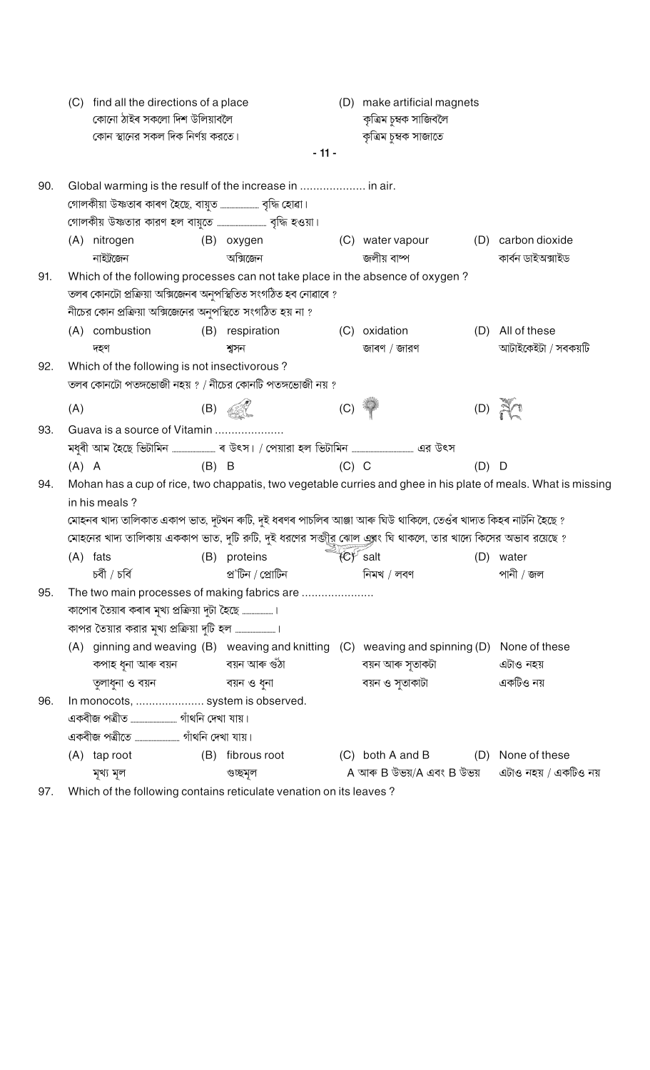(C) find all the directions of a place
কোনো ঠাইৰ সকলো দিশ উলিয়াবলৈ
কোন স্থানের সকল দিক নির্ণয় করতে।

(D) make artificial magnets
কৃত্রিম চুম্বক সাজিবলৈ
কৃত্রিম চুম্বক সাজাতে

90. Global warming is the result of the increase in .................... in air.
গোলকীয়া উষ্ণতাৰ কাৰণ হৈছে, বায়ুত .................. বৃদ্ধি হোৱা।
গোলকীয় উষ্ণতার কারণ হল বায়ুতে .................. বৃদ্ধি হওয়া।

| (A) nitrogen নাইট্রজেন | (B) oxygen অক্সিজেন | (C) water vapour জলীয় বাষ্প | (D) carbon dioxide কার্বন ডাইঅক্সাইড |
|---|---|---|---|

91. Which of the following processes can not take place in the absence of oxygen ?
তলৰ কোনটো প্রক্রিয়া অক্সিজেনৰ অনুপস্থিতিত সংগঠিত হব নোৱাৰে ?
নীচের কোন প্রক্রিয়া অক্সিজেনের অনুপস্থিতে সংগঠিত হয় না ?

| (A) combustion দহণ | (B) respiration শ্বসন | (C) oxidation জাৰণ / জারণ | (D) All of these আটাইকেইটা / সবকয়টি |
|---|---|---|---|

92. Which of the following is not insectivorous ?
তলৰ কোনটো পতঙ্গভোজী নহয় ? / নীচের কোনটি পতঙ্গভোজী নয় ?

| (A) | (B) | (C) | (D) |
|---|---|---|---|

93. Guava is a source of Vitamin .....................
মধুৰী আম হৈছে ভিটামিন .................. ৰ উৎস। / পেয়ারা হল ভিটামিন .................. এর উৎস

| (A) A | (B) B | (C) C | (D) D |
|---|---|---|---|

94. Mohan has a cup of rice, two chappatis, two vegetable curries and ghee in his plate of meals. What is missing in his meals ?
মোহনৰ খাদ্য তালিকাত একাপ ভাত, দুটখন ৰুটি, দুই ধৰণৰ পাচলিৰ আঞ্জা আৰু ঘিউ থাকিলে, তেওঁৰ খাদ্যত কিহৰ নাটনি হৈছে ?
মোহনের খাদ্য তালিকায় এককাপ ভাত, দুটি রুটি, দুই ধরণের সব্জীর ঝোল এবং ঘি থাকলে, তার খাদ্যে কিসের অভাব রয়েছে ?

| (A) fats চৰ্বী / চর্বি | (B) proteins প্ৰ'টিন / প্রোটিন | (C) salt নিমখ / লবণ | (D) water পানী / জল |
|---|---|---|---|

95. The two main processes of making fabrics are ......................
কাপোৰ তৈয়াৰ কৰাৰ মুখ্য প্ৰক্ৰিয়া দুটা হৈছে ..............।
কাপর তৈয়ার করার মুখ্য প্রক্রিয়া দুটি হল ..............।

| (A) ginning and weaving কপাহ ধুনা আৰু বয়ন তুলাধুনা ও বয়ন | (B) weaving and knitting বয়ন আৰু গুঁঠা বয়ন ও ধুনা | (C) weaving and spinning বয়ন আৰু সূতাকটা বয়ন ও সুতাকাটা | (D) None of these এটাও নহয় একটিও নয় |
|---|---|---|---|

96. In monocots, ..................... system is observed.
একবীজ পত্ৰীত .................. গাঁথনি দেখা যায়।
একবীজ পত্রীতে .................. গাঁথনি দেখা যায়।

| (A) tap root মুখ্য মূল | (B) fibrous root গুচ্ছমূল | (C) both A and B A আৰু B উভয়/A এবং B উভয় | (D) None of these এটাও নহয় / একটিও নয় |
|---|---|---|---|

97. Which of the following contains reticulate venation on its leaves ?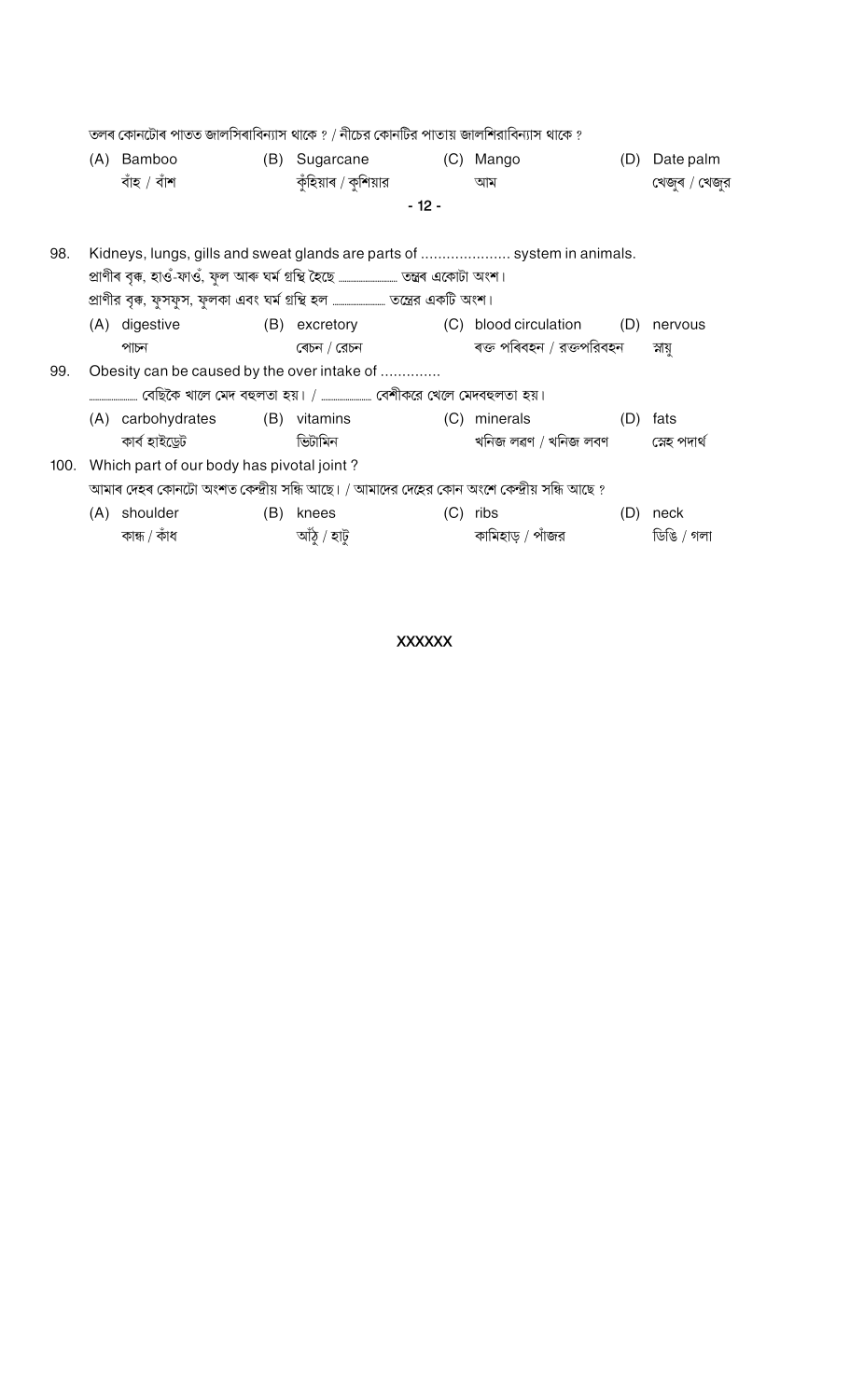তলৰ কোনটোৰ পাতত জালসিৰাবিন্যাস থাকে ? / নীচের কোনটির পাতায় জালশিরাবিন্যাস থাকে ?

(A) Bamboo
বাঁহ / বাঁশ

(B) Sugarcane
কুঁহিয়াৰ / কুশিয়ার

(C) Mango
আম

(D) Date palm
খেজুৰ / খেজুর

98. Kidneys, lungs, gills and sweat glands are parts of ..................... system in animals.

প্ৰাণীৰ বৃক্ক, হাওঁ-ফাওঁ, ফুল আৰু ঘৰ্ম গ্ৰন্থি হৈছে .................. তন্ত্ৰৰ একোটা অংশ।

প্রাণীর বৃক্ক, ফুসফুস, ফুলকা এবং ঘর্ম গ্রন্থি হল .................. তন্ত্রের একটি অংশ।

(A) digestive
পাচন

(B) excretory
ৰেচন / রেচন

(C) blood circulation
ৰক্ত পৰিবহন / রক্তপরিবহন

(D) nervous
স্নায়ু

99. Obesity can be caused by the over intake of ..............

.................. বেছিকৈ খালে মেদ বহুলতা হয়। / .................. বেশীকরে খেলে মেদবহুলতা হয়।

(A) carbohydrates
কাৰ্ব হাইড্ৰেট

(B) vitamins
ভিটামিন

(C) minerals
খনিজ লৱণ / খনিজ লবণ

(D) fats
স্নেহ পদাৰ্থ

100. Which part of our body has pivotal joint ?

আমাৰ দেহৰ কোনটো অংশত কেন্দ্ৰীয় সন্ধি আছে। / আমাদের দেহের কোন অংশে কেন্দ্রীয় সন্ধি আছে ?

(A) shoulder
কান্ধ / কাঁধ

(B) knees
আঁঠু / হাটু

(C) ribs
কামিহাড় / পাঁজর

(D) neck
ডিঙি / গলা

XXXXXX